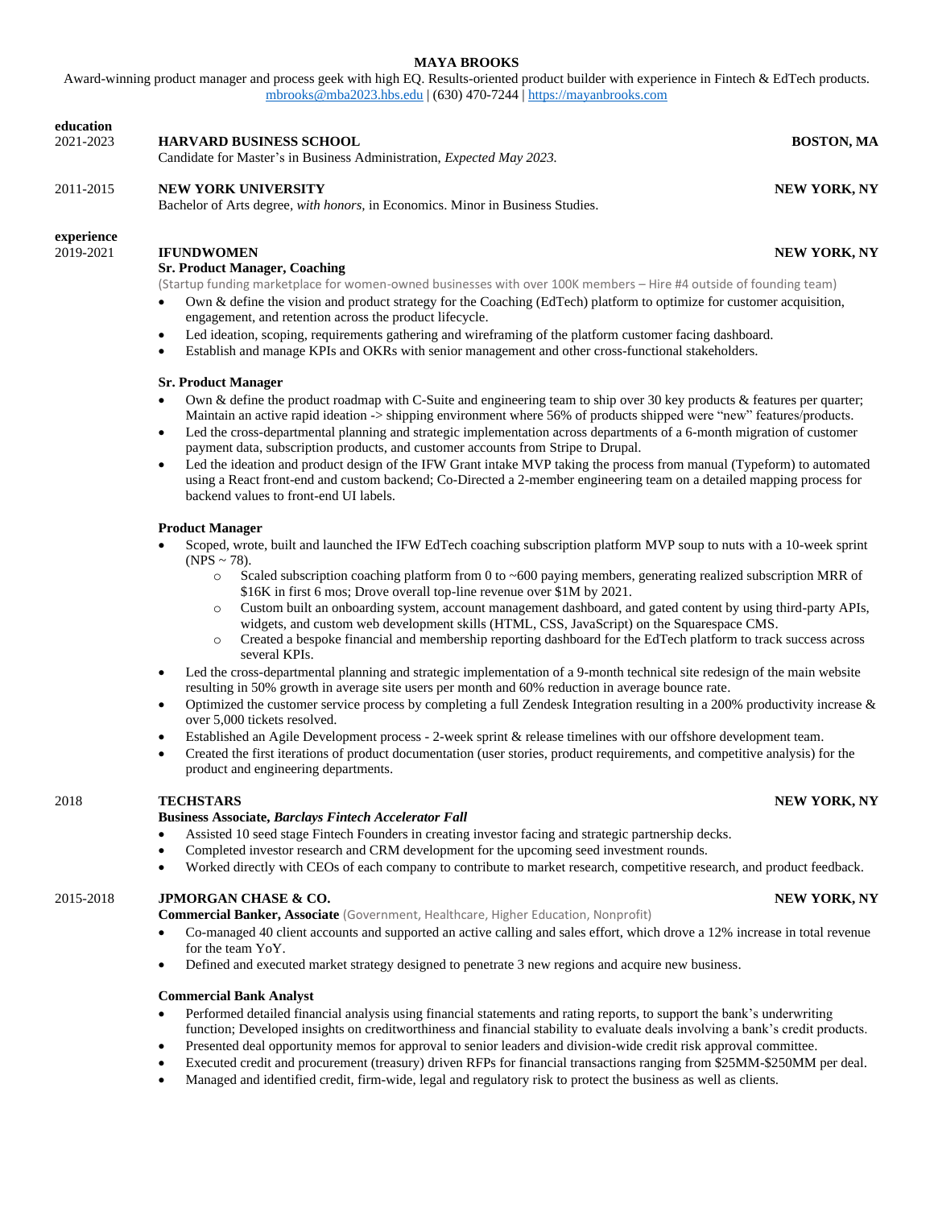# MAYA BROOKS

Award-winning product manager and process geek with high EQ. Results-oriented product builder with experience in Fintech & EdTech products.
mbrooks@mba2023.hbs.edu | (630) 470-7244 | https://mayanbrooks.com

## education

**2021-2023** — **HARVARD BUSINESS SCHOOL** — **BOSTON, MA**
Candidate for Master's in Business Administration, *Expected May 2023.*

**2011-2015** — **NEW YORK UNIVERSITY** — **NEW YORK, NY**
Bachelor of Arts degree, *with honors,* in Economics. Minor in Business Studies.

## experience

**2019-2021** — **IFUNDWOMEN** — **NEW YORK, NY**

**Sr. Product Manager, Coaching**
(Startup funding marketplace for women-owned businesses with over 100K members – Hire #4 outside of founding team)

- Own & define the vision and product strategy for the Coaching (EdTech) platform to optimize for customer acquisition, engagement, and retention across the product lifecycle.
- Led ideation, scoping, requirements gathering and wireframing of the platform customer facing dashboard.
- Establish and manage KPIs and OKRs with senior management and other cross-functional stakeholders.

**Sr. Product Manager**

- Own & define the product roadmap with C-Suite and engineering team to ship over 30 key products & features per quarter; Maintain an active rapid ideation -> shipping environment where 56% of products shipped were "new" features/products.
- Led the cross-departmental planning and strategic implementation across departments of a 6-month migration of customer payment data, subscription products, and customer accounts from Stripe to Drupal.
- Led the ideation and product design of the IFW Grant intake MVP taking the process from manual (Typeform) to automated using a React front-end and custom backend; Co-Directed a 2-member engineering team on a detailed mapping process for backend values to front-end UI labels.

**Product Manager**

- Scoped, wrote, built and launched the IFW EdTech coaching subscription platform MVP soup to nuts with a 10-week sprint (NPS ~ 78).
  - Scaled subscription coaching platform from 0 to ~600 paying members, generating realized subscription MRR of $16K in first 6 mos; Drove overall top-line revenue over $1M by 2021.
  - Custom built an onboarding system, account management dashboard, and gated content by using third-party APIs, widgets, and custom web development skills (HTML, CSS, JavaScript) on the Squarespace CMS.
  - Created a bespoke financial and membership reporting dashboard for the EdTech platform to track success across several KPIs.
- Led the cross-departmental planning and strategic implementation of a 9-month technical site redesign of the main website resulting in 50% growth in average site users per month and 60% reduction in average bounce rate.
- Optimized the customer service process by completing a full Zendesk Integration resulting in a 200% productivity increase & over 5,000 tickets resolved.
- Established an Agile Development process - 2-week sprint & release timelines with our offshore development team.
- Created the first iterations of product documentation (user stories, product requirements, and competitive analysis) for the product and engineering departments.

**2018** — **TECHSTARS** — **NEW YORK, NY**

**Business Associate, *Barclays Fintech Accelerator Fall***

- Assisted 10 seed stage Fintech Founders in creating investor facing and strategic partnership decks.
- Completed investor research and CRM development for the upcoming seed investment rounds.
- Worked directly with CEOs of each company to contribute to market research, competitive research, and product feedback.

**2015-2018** — **JPMORGAN CHASE & CO.** — **NEW YORK, NY**

**Commercial Banker, Associate** (Government, Healthcare, Higher Education, Nonprofit)

- Co-managed 40 client accounts and supported an active calling and sales effort, which drove a 12% increase in total revenue for the team YoY.
- Defined and executed market strategy designed to penetrate 3 new regions and acquire new business.

**Commercial Bank Analyst**

- Performed detailed financial analysis using financial statements and rating reports, to support the bank's underwriting function; Developed insights on creditworthiness and financial stability to evaluate deals involving a bank's credit products.
- Presented deal opportunity memos for approval to senior leaders and division-wide credit risk approval committee.
- Executed credit and procurement (treasury) driven RFPs for financial transactions ranging from $25MM-$250MM per deal.
- Managed and identified credit, firm-wide, legal and regulatory risk to protect the business as well as clients.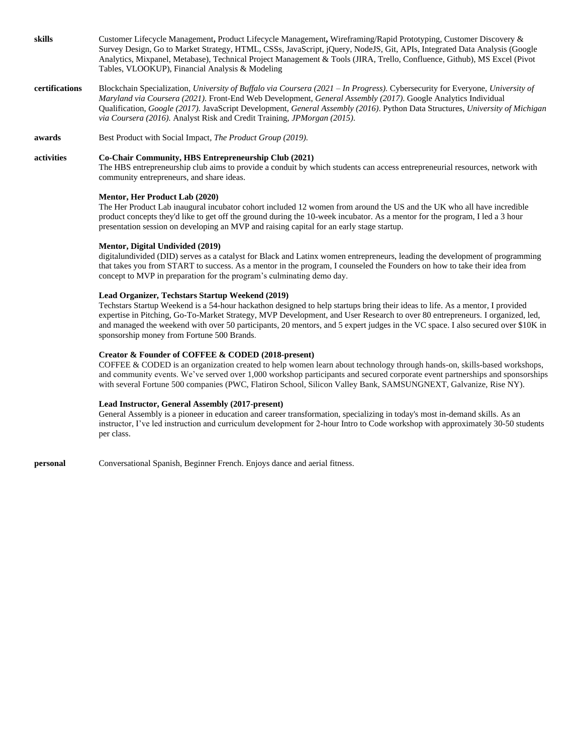**skills**

Customer Lifecycle Management**,** Product Lifecycle Management**,** Wireframing/Rapid Prototyping, Customer Discovery & Survey Design, Go to Market Strategy, HTML, CSSs, JavaScript, jQuery, NodeJS, Git, APIs, Integrated Data Analysis (Google Analytics, Mixpanel, Metabase), Technical Project Management & Tools (JIRA, Trello, Confluence, Github), MS Excel (Pivot Tables, VLOOKUP), Financial Analysis & Modeling

**certifications**

Blockchain Specialization, *University of Buffalo via Coursera (2021 – In Progress).* Cybersecurity for Everyone, *University of Maryland via Coursera (2021).* Front-End Web Development, *General Assembly (2017).* Google Analytics Individual Qualification, *Google (2017).* JavaScript Development, *General Assembly (2016)*. Python Data Structures, *University of Michigan via Coursera (2016).* Analyst Risk and Credit Training, *JPMorgan (2015)*.

**awards**

Best Product with Social Impact, *The Product Group (2019).*

**activities**

**Co-Chair Community, HBS Entrepreneurship Club (2021)**
The HBS entrepreneurship club aims to provide a conduit by which students can access entrepreneurial resources, network with community entrepreneurs, and share ideas.

**Mentor, Her Product Lab (2020)**
The Her Product Lab inaugural incubator cohort included 12 women from around the US and the UK who all have incredible product concepts they'd like to get off the ground during the 10-week incubator. As a mentor for the program, I led a 3 hour presentation session on developing an MVP and raising capital for an early stage startup.

**Mentor, Digital Undivided (2019)**
digitalundivided (DID) serves as a catalyst for Black and Latinx women entrepreneurs, leading the development of programming that takes you from START to success. As a mentor in the program, I counseled the Founders on how to take their idea from concept to MVP in preparation for the program's culminating demo day.

**Lead Organizer, Techstars Startup Weekend (2019)**
Techstars Startup Weekend is a 54-hour hackathon designed to help startups bring their ideas to life. As a mentor, I provided expertise in Pitching, Go-To-Market Strategy, MVP Development, and User Research to over 80 entrepreneurs. I organized, led, and managed the weekend with over 50 participants, 20 mentors, and 5 expert judges in the VC space. I also secured over $10K in sponsorship money from Fortune 500 Brands.

**Creator & Founder of COFFEE & CODED (2018-present)**
COFFEE & CODED is an organization created to help women learn about technology through hands-on, skills-based workshops, and community events. We've served over 1,000 workshop participants and secured corporate event partnerships and sponsorships with several Fortune 500 companies (PWC, Flatiron School, Silicon Valley Bank, SAMSUNGNEXT, Galvanize, Rise NY).

**Lead Instructor, General Assembly (2017-present)**
General Assembly is a pioneer in education and career transformation, specializing in today's most in-demand skills. As an instructor, I've led instruction and curriculum development for 2-hour Intro to Code workshop with approximately 30-50 students per class.

**personal**

Conversational Spanish, Beginner French. Enjoys dance and aerial fitness.